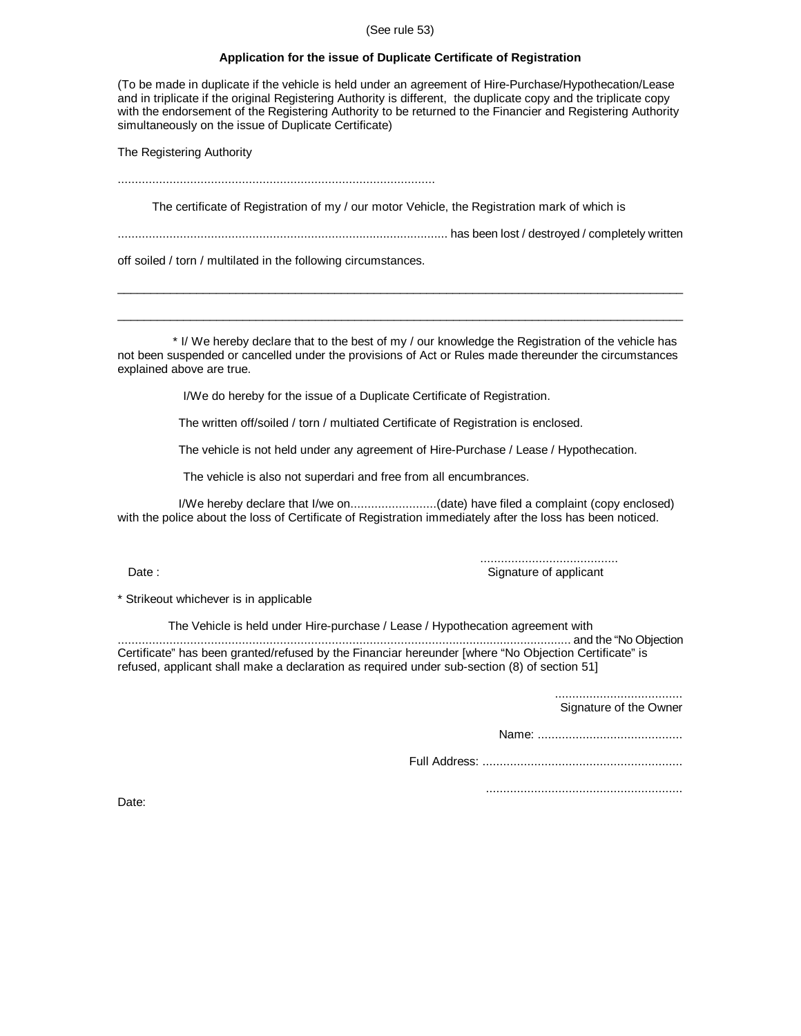(See rule 53)

**Application for the issue of Duplicate Certificate of Registration**

(To be made in duplicate if the vehicle is held under an agreement of Hire-Purchase/Hypothecation/Lease and in triplicate if the original Registering Authority is different, the duplicate copy and the triplicate copy with the endorsement of the Registering Authority to be returned to the Financier and Registering Authority simultaneously on the issue of Duplicate Certificate)

The Registering Authority

............................................................................................

The certificate of Registration of my / our motor Vehicle, the Registration mark of which is

................................................................................................ has been lost / destroyed / completely written off soiled / torn / multilated in the following circumstances.

______________________________________________________________________________

______________________________________________________________________________

\* I/ We hereby declare that to the best of my / our knowledge the Registration of the vehicle has not been suspended or cancelled under the provisions of Act or Rules made thereunder the circumstances explained above are true.

I/We do hereby for the issue of a Duplicate Certificate of Registration.

The written off/soiled / torn / multiated Certificate of Registration is enclosed.

The vehicle is not held under any agreement of Hire-Purchase / Lease / Hypothecation.

The vehicle is also not superdari and free from all encumbrances.

I/We hereby declare that I/we on.........................(date) have filed a complaint (copy enclosed) with the police about the loss of Certificate of Registration immediately after the loss has been noticed.

Date :

........................................
Signature of applicant

\* Strikeout whichever is in applicable

The Vehicle is held under Hire-purchase / Lease / Hypothecation agreement with .................................................................................................................................. and the "No Objection Certificate" has been granted/refused by the Financiar hereunder [where "No Objection Certificate" is refused, applicant shall make a declaration as required under sub-section (8) of section 51]

.....................................
Signature of the Owner

Name: ..........................................

Full Address: ..........................................................

..........................................................

Date: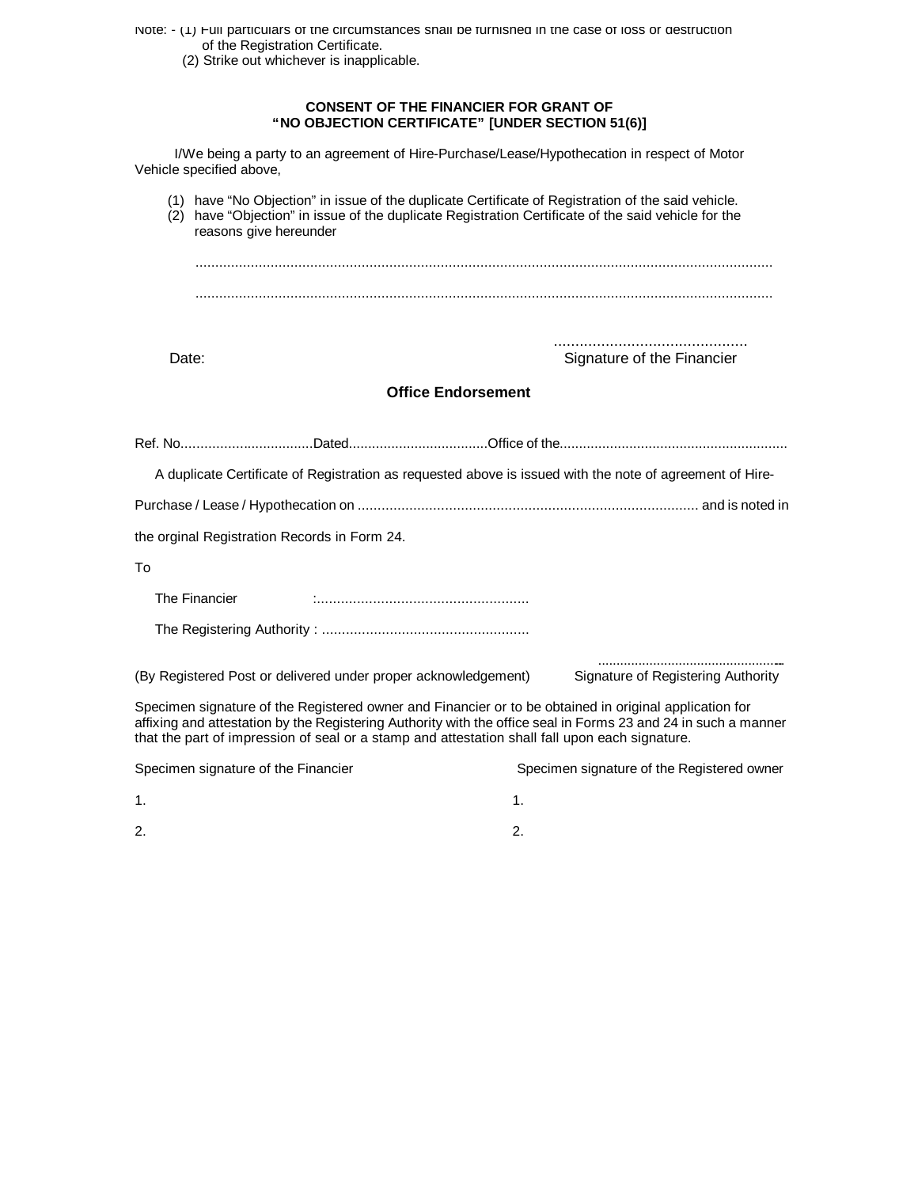Note: - (1) Full particulars of the circumstances shall be furnished in the case of loss or destruction of the Registration Certificate.

(2) Strike out whichever is inapplicable.

**CONSENT OF THE FINANCIER FOR GRANT OF "NO OBJECTION CERTIFICATE" [UNDER SECTION 51(6)]**

I/We being a party to an agreement of Hire-Purchase/Lease/Hypothecation in respect of Motor Vehicle specified above,

(1) have "No Objection" in issue of the duplicate Certificate of Registration of the said vehicle.
(2) have "Objection" in issue of the duplicate Registration Certificate of the said vehicle for the reasons give hereunder

..................................................................................................................................................

..................................................................................................................................................

Date: .............................................
Signature of the Financier

**Office Endorsement**

Ref. No..................................Dated....................................Office of the..........................................................

A duplicate Certificate of Registration as requested above is issued with the note of agreement of Hire-Purchase / Lease / Hypothecation on ...................................................................................... and is noted in the orginal Registration Records in Form 24.

To

The Financier :.....................................................

The Registering Authority : ....................................................

(By Registered Post or delivered under proper acknowledgement)

..................................................
Signature of Registering Authority

Specimen signature of the Registered owner and Financier or to be obtained in original application for affixing and attestation by the Registering Authority with the office seal in Forms 23 and 24 in such a manner that the part of impression of seal or a stamp and attestation shall fall upon each signature.

| Specimen signature of the Financier | Specimen signature of the Registered owner |
|---|---|
| 1. | 1. |
| 2. | 2. |